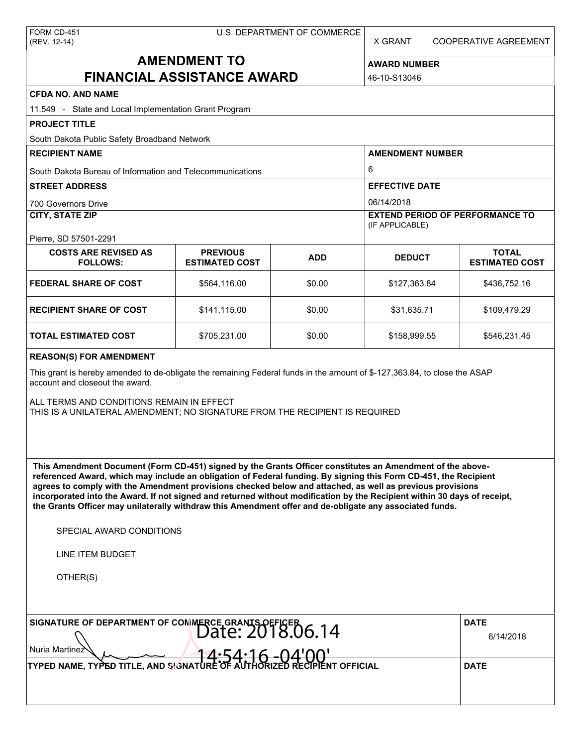FORM CD-451
(REV. 12-14)

U.S. DEPARTMENT OF COMMERCE

X GRANT    COOPERATIVE AGREEMENT

# AMENDMENT TO FINANCIAL ASSISTANCE AWARD

**AWARD NUMBER**
46-10-S13046

**CFDA NO. AND NAME**
11.549 - State and Local Implementation Grant Program

**PROJECT TITLE**
South Dakota Public Safety Broadband Network

**RECIPIENT NAME**
South Dakota Bureau of Information and Telecommunications

**AMENDMENT NUMBER**
6

**STREET ADDRESS**
700 Governors Drive

**EFFECTIVE DATE**
06/14/2018

**CITY, STATE ZIP**
Pierre, SD 57501-2291

**EXTEND PERIOD OF PERFORMANCE TO** (IF APPLICABLE)

| COSTS ARE REVISED AS FOLLOWS: | PREVIOUS ESTIMATED COST | ADD | DEDUCT | TOTAL ESTIMATED COST |
|---|---|---|---|---|
| FEDERAL SHARE OF COST | $564,116.00 | $0.00 | $127,363.84 | $436,752.16 |
| RECIPIENT SHARE OF COST | $141,115.00 | $0.00 | $31,635.71 | $109,479.29 |
| TOTAL ESTIMATED COST | $705,231.00 | $0.00 | $158,999.55 | $546,231.45 |

**REASON(S) FOR AMENDMENT**

This grant is hereby amended to de-obligate the remaining Federal funds in the amount of $-127,363.84, to close the ASAP account and closeout the award.

ALL TERMS AND CONDITIONS REMAIN IN EFFECT
THIS IS A UNILATERAL AMENDMENT; NO SIGNATURE FROM THE RECIPIENT IS REQUIRED

**This Amendment Document (Form CD-451) signed by the Grants Officer constitutes an Amendment of the above-referenced Award, which may include an obligation of Federal funding. By signing this Form CD-451, the Recipient agrees to comply with the Amendment provisions checked below and attached, as well as previous provisions incorporated into the Award. If not signed and returned without modification by the Recipient within 30 days of receipt, the Grants Officer may unilaterally withdraw this Amendment offer and de-obligate any associated funds.**

SPECIAL AWARD CONDITIONS

LINE ITEM BUDGET

OTHER(S)

**SIGNATURE OF DEPARTMENT OF COMMERCE GRANTS OFFICER**
Nuria Martinez
Date: 2018.06.14 14:54:16 -04'00'

**DATE**
6/14/2018

**TYPED NAME, TYPED TITLE, AND SIGNATURE OF AUTHORIZED RECIPIENT OFFICIAL**

**DATE**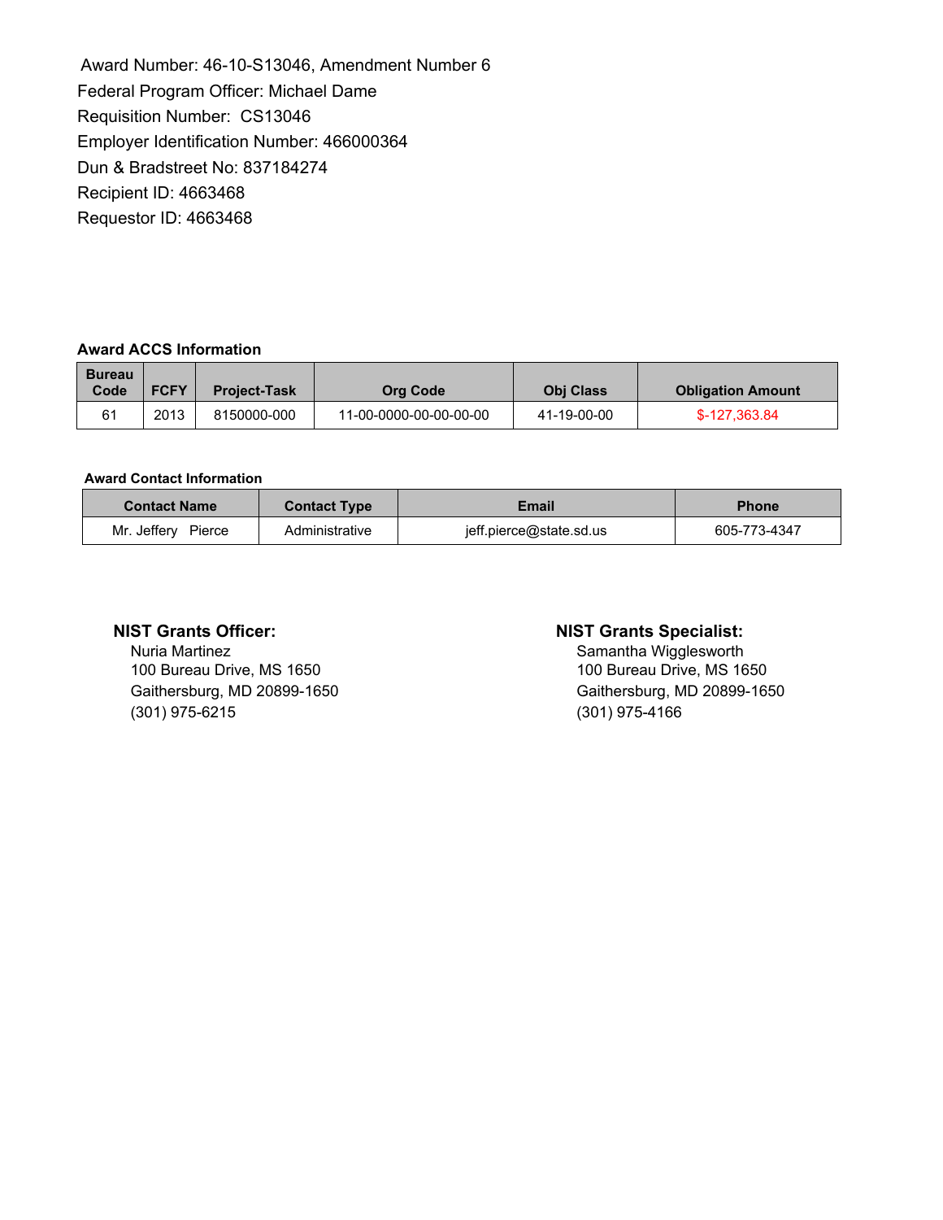Award Number: 46-10-S13046, Amendment Number 6
Federal Program Officer: Michael Dame
Requisition Number: CS13046
Employer Identification Number: 466000364
Dun & Bradstreet No: 837184274
Recipient ID: 4663468
Requestor ID: 4663468

**Award ACCS Information**

| Bureau Code | FCFY | Project-Task | Org Code | Obj Class | Obligation Amount |
|---|---|---|---|---|---|
| 61 | 2013 | 8150000-000 | 11-00-0000-00-00-00-00 | 41-19-00-00 | $-127,363.84 |

**Award Contact Information**

| Contact Name | Contact Type | Email | Phone |
|---|---|---|---|
| Mr. Jeffery Pierce | Administrative | jeff.pierce@state.sd.us | 605-773-4347 |

**NIST Grants Officer:**
Nuria Martinez
100 Bureau Drive, MS 1650
Gaithersburg, MD 20899-1650
(301) 975-6215

**NIST Grants Specialist:**
Samantha Wigglesworth
100 Bureau Drive, MS 1650
Gaithersburg, MD 20899-1650
(301) 975-4166